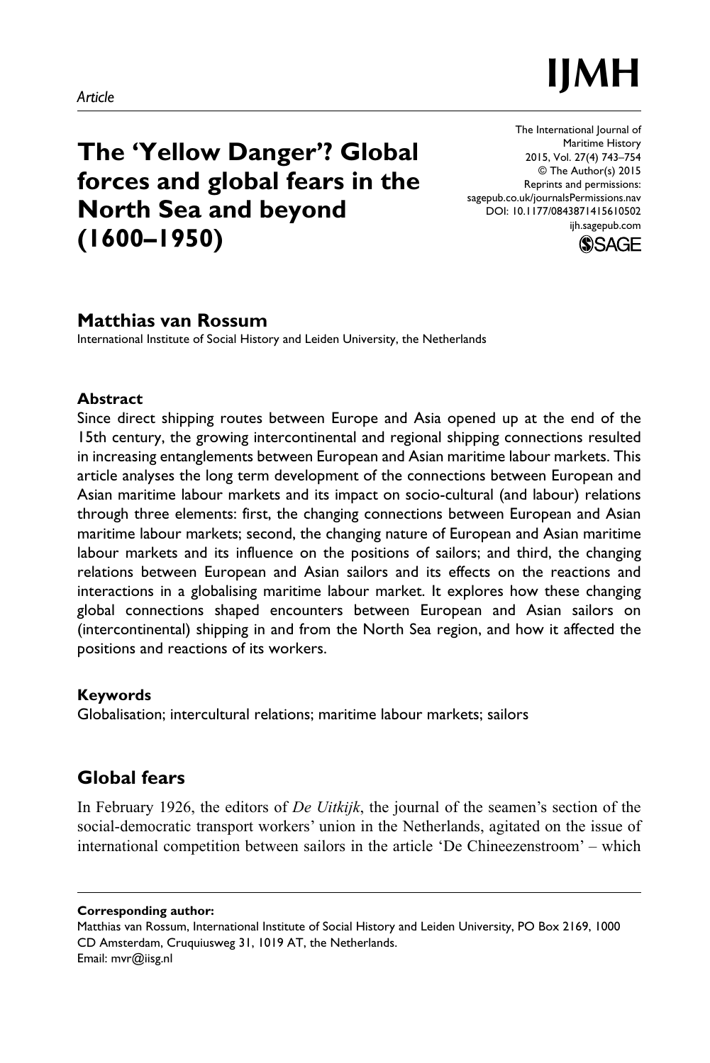*Article*

# The 'Yellow Danger'? Global forces and global fears in the North Sea and beyond (1600–1950)

The International Journal of Maritime History
2015, Vol. 27(4) 743–754
© The Author(s) 2015
Reprints and permissions: sagepub.co.uk/journalsPermissions.nav
DOI: 10.1177/0843871415610502
ijh.sagepub.com

**Matthias van Rossum**
International Institute of Social History and Leiden University, the Netherlands

### Abstract

Since direct shipping routes between Europe and Asia opened up at the end of the 15th century, the growing intercontinental and regional shipping connections resulted in increasing entanglements between European and Asian maritime labour markets. This article analyses the long term development of the connections between European and Asian maritime labour markets and its impact on socio-cultural (and labour) relations through three elements: first, the changing connections between European and Asian maritime labour markets; second, the changing nature of European and Asian maritime labour markets and its influence on the positions of sailors; and third, the changing relations between European and Asian sailors and its effects on the reactions and interactions in a globalising maritime labour market. It explores how these changing global connections shaped encounters between European and Asian sailors on (intercontinental) shipping in and from the North Sea region, and how it affected the positions and reactions of its workers.

### Keywords

Globalisation; intercultural relations; maritime labour markets; sailors

## Global fears

In February 1926, the editors of *De Uitkijk*, the journal of the seamen's section of the social-democratic transport workers' union in the Netherlands, agitated on the issue of international competition between sailors in the article 'De Chineezenstroom' – which

**Corresponding author:**
Matthias van Rossum, International Institute of Social History and Leiden University, PO Box 2169, 1000 CD Amsterdam, Cruquiusweg 31, 1019 AT, the Netherlands.
Email: mvr@iisg.nl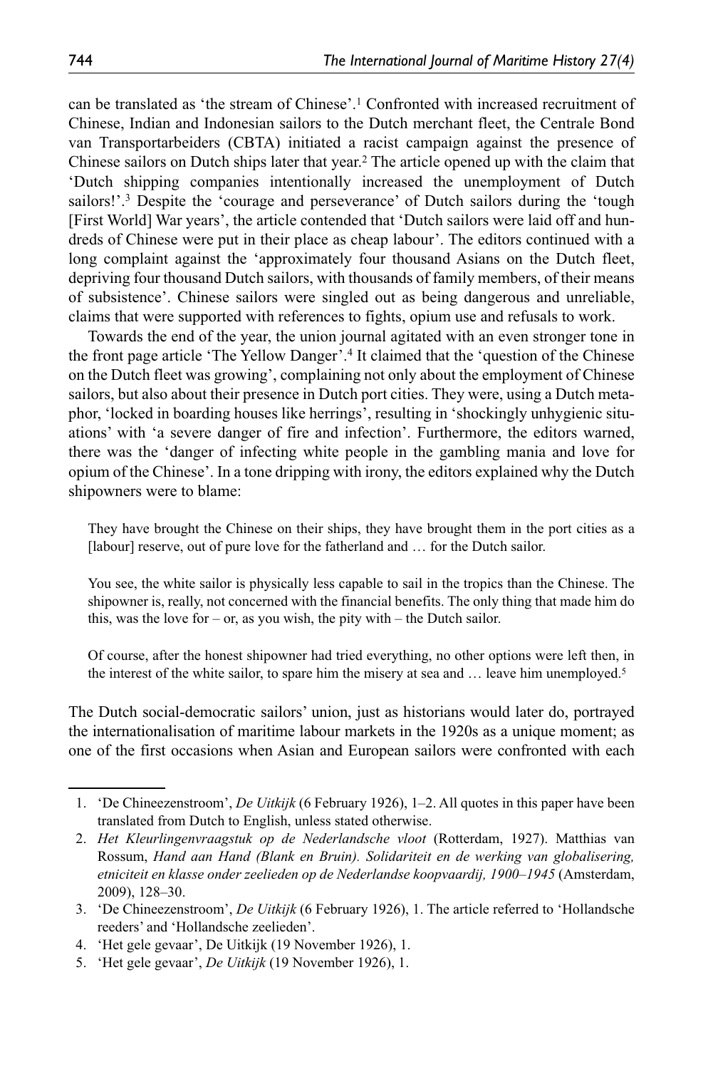can be translated as 'the stream of Chinese'.[1] Confronted with increased recruitment of Chinese, Indian and Indonesian sailors to the Dutch merchant fleet, the Centrale Bond van Transportarbeiders (CBTA) initiated a racist campaign against the presence of Chinese sailors on Dutch ships later that year.[2] The article opened up with the claim that 'Dutch shipping companies intentionally increased the unemployment of Dutch sailors!'.[3] Despite the 'courage and perseverance' of Dutch sailors during the 'tough [First World] War years', the article contended that 'Dutch sailors were laid off and hundreds of Chinese were put in their place as cheap labour'. The editors continued with a long complaint against the 'approximately four thousand Asians on the Dutch fleet, depriving four thousand Dutch sailors, with thousands of family members, of their means of subsistence'. Chinese sailors were singled out as being dangerous and unreliable, claims that were supported with references to fights, opium use and refusals to work.

Towards the end of the year, the union journal agitated with an even stronger tone in the front page article 'The Yellow Danger'.[4] It claimed that the 'question of the Chinese on the Dutch fleet was growing', complaining not only about the employment of Chinese sailors, but also about their presence in Dutch port cities. They were, using a Dutch metaphor, 'locked in boarding houses like herrings', resulting in 'shockingly unhygienic situations' with 'a severe danger of fire and infection'. Furthermore, the editors warned, there was the 'danger of infecting white people in the gambling mania and love for opium of the Chinese'. In a tone dripping with irony, the editors explained why the Dutch shipowners were to blame:

> They have brought the Chinese on their ships, they have brought them in the port cities as a [labour] reserve, out of pure love for the fatherland and … for the Dutch sailor.
>
> You see, the white sailor is physically less capable to sail in the tropics than the Chinese. The shipowner is, really, not concerned with the financial benefits. The only thing that made him do this, was the love for – or, as you wish, the pity with – the Dutch sailor.
>
> Of course, after the honest shipowner had tried everything, no other options were left then, in the interest of the white sailor, to spare him the misery at sea and … leave him unemployed.[5]

The Dutch social-democratic sailors' union, just as historians would later do, portrayed the internationalisation of maritime labour markets in the 1920s as a unique moment; as one of the first occasions when Asian and European sailors were confronted with each

---

1. 'De Chineezenstroom', *De Uitkijk* (6 February 1926), 1–2. All quotes in this paper have been translated from Dutch to English, unless stated otherwise.
2. *Het Kleurlingenvraagstuk op de Nederlandsche vloot* (Rotterdam, 1927). Matthias van Rossum, *Hand aan Hand (Blank en Bruin). Solidariteit en de werking van globalisering, etniciteit en klasse onder zeelieden op de Nederlandse koopvaardij, 1900–1945* (Amsterdam, 2009), 128–30.
3. 'De Chineezenstroom', *De Uitkijk* (6 February 1926), 1. The article referred to 'Hollandsche reeders' and 'Hollandsche zeelieden'.
4. 'Het gele gevaar', De Uitkijk (19 November 1926), 1.
5. 'Het gele gevaar', *De Uitkijk* (19 November 1926), 1.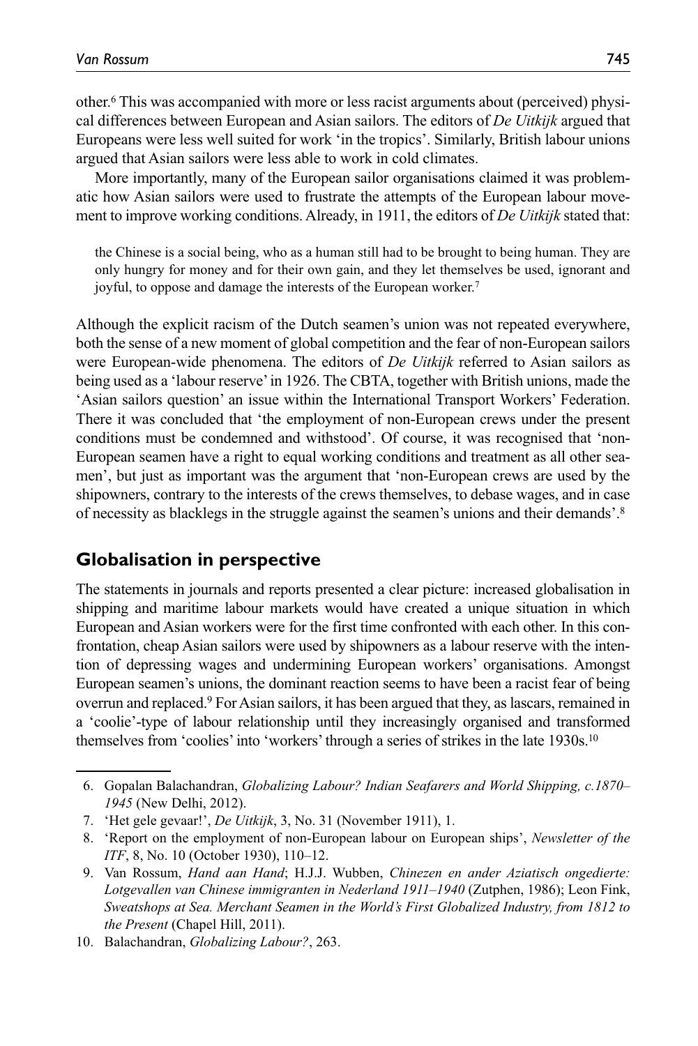other.[6] This was accompanied with more or less racist arguments about (perceived) physical differences between European and Asian sailors. The editors of *De Uitkijk* argued that Europeans were less well suited for work 'in the tropics'. Similarly, British labour unions argued that Asian sailors were less able to work in cold climates.

More importantly, many of the European sailor organisations claimed it was problematic how Asian sailors were used to frustrate the attempts of the European labour movement to improve working conditions. Already, in 1911, the editors of *De Uitkijk* stated that:

> the Chinese is a social being, who as a human still had to be brought to being human. They are only hungry for money and for their own gain, and they let themselves be used, ignorant and joyful, to oppose and damage the interests of the European worker.[7]

Although the explicit racism of the Dutch seamen's union was not repeated everywhere, both the sense of a new moment of global competition and the fear of non-European sailors were European-wide phenomena. The editors of *De Uitkijk* referred to Asian sailors as being used as a 'labour reserve' in 1926. The CBTA, together with British unions, made the 'Asian sailors question' an issue within the International Transport Workers' Federation. There it was concluded that 'the employment of non-European crews under the present conditions must be condemned and withstood'. Of course, it was recognised that 'non-European seamen have a right to equal working conditions and treatment as all other seamen', but just as important was the argument that 'non-European crews are used by the shipowners, contrary to the interests of the crews themselves, to debase wages, and in case of necessity as blacklegs in the struggle against the seamen's unions and their demands'.[8]

## Globalisation in perspective

The statements in journals and reports presented a clear picture: increased globalisation in shipping and maritime labour markets would have created a unique situation in which European and Asian workers were for the first time confronted with each other. In this confrontation, cheap Asian sailors were used by shipowners as a labour reserve with the intention of depressing wages and undermining European workers' organisations. Amongst European seamen's unions, the dominant reaction seems to have been a racist fear of being overrun and replaced.[9] For Asian sailors, it has been argued that they, as lascars, remained in a 'coolie'-type of labour relationship until they increasingly organised and transformed themselves from 'coolies' into 'workers' through a series of strikes in the late 1930s.[10]

6. Gopalan Balachandran, *Globalizing Labour? Indian Seafarers and World Shipping, c.1870–1945* (New Delhi, 2012).
7. 'Het gele gevaar!', *De Uitkijk*, 3, No. 31 (November 1911), 1.
8. 'Report on the employment of non-European labour on European ships', *Newsletter of the ITF*, 8, No. 10 (October 1930), 110–12.
9. Van Rossum, *Hand aan Hand*; H.J.J. Wubben, *Chinezen en ander Aziatisch ongedierte: Lotgevallen van Chinese immigranten in Nederland 1911–1940* (Zutphen, 1986); Leon Fink, *Sweatshops at Sea. Merchant Seamen in the World's First Globalized Industry, from 1812 to the Present* (Chapel Hill, 2011).
10. Balachandran, *Globalizing Labour?*, 263.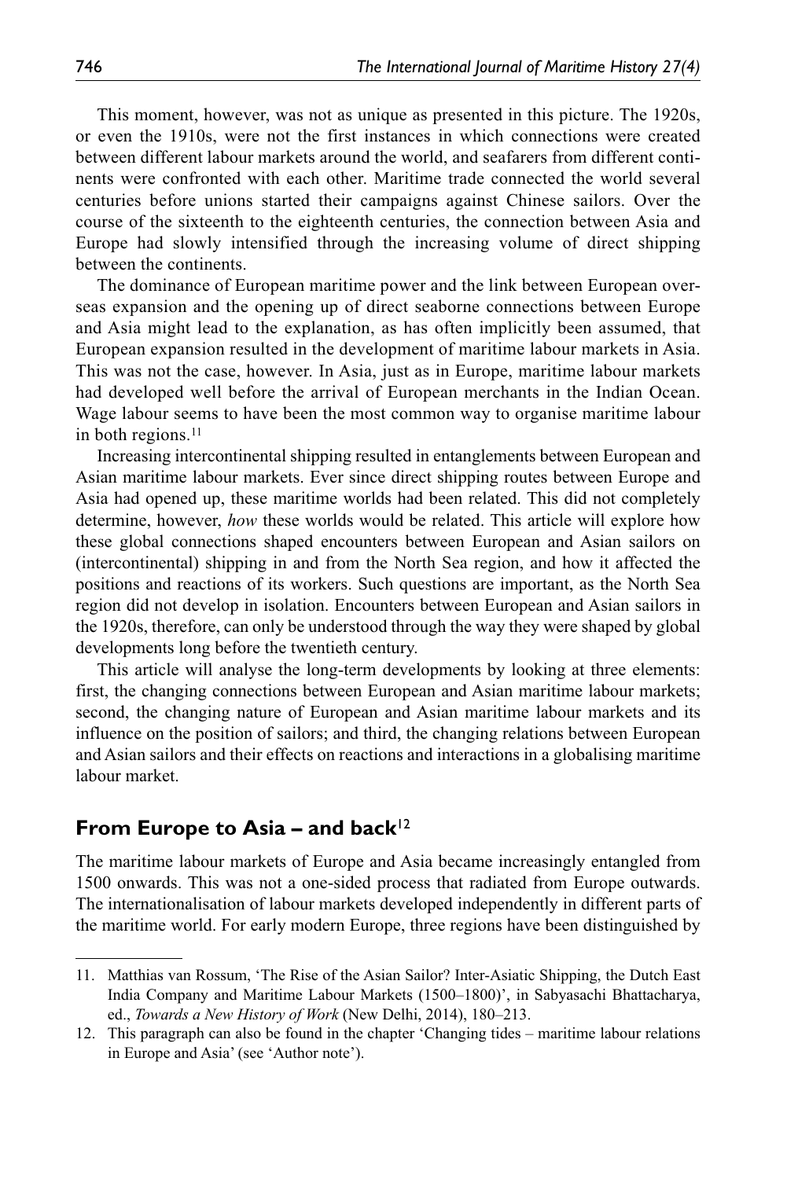This moment, however, was not as unique as presented in this picture. The 1920s, or even the 1910s, were not the first instances in which connections were created between different labour markets around the world, and seafarers from different continents were confronted with each other. Maritime trade connected the world several centuries before unions started their campaigns against Chinese sailors. Over the course of the sixteenth to the eighteenth centuries, the connection between Asia and Europe had slowly intensified through the increasing volume of direct shipping between the continents.

The dominance of European maritime power and the link between European overseas expansion and the opening up of direct seaborne connections between Europe and Asia might lead to the explanation, as has often implicitly been assumed, that European expansion resulted in the development of maritime labour markets in Asia. This was not the case, however. In Asia, just as in Europe, maritime labour markets had developed well before the arrival of European merchants in the Indian Ocean. Wage labour seems to have been the most common way to organise maritime labour in both regions.[11]

Increasing intercontinental shipping resulted in entanglements between European and Asian maritime labour markets. Ever since direct shipping routes between Europe and Asia had opened up, these maritime worlds had been related. This did not completely determine, however, *how* these worlds would be related. This article will explore how these global connections shaped encounters between European and Asian sailors on (intercontinental) shipping in and from the North Sea region, and how it affected the positions and reactions of its workers. Such questions are important, as the North Sea region did not develop in isolation. Encounters between European and Asian sailors in the 1920s, therefore, can only be understood through the way they were shaped by global developments long before the twentieth century.

This article will analyse the long-term developments by looking at three elements: first, the changing connections between European and Asian maritime labour markets; second, the changing nature of European and Asian maritime labour markets and its influence on the position of sailors; and third, the changing relations between European and Asian sailors and their effects on reactions and interactions in a globalising maritime labour market.

## From Europe to Asia – and back[12]

The maritime labour markets of Europe and Asia became increasingly entangled from 1500 onwards. This was not a one-sided process that radiated from Europe outwards. The internationalisation of labour markets developed independently in different parts of the maritime world. For early modern Europe, three regions have been distinguished by

---

11. Matthias van Rossum, 'The Rise of the Asian Sailor? Inter-Asiatic Shipping, the Dutch East India Company and Maritime Labour Markets (1500–1800)', in Sabyasachi Bhattacharya, ed., *Towards a New History of Work* (New Delhi, 2014), 180–213.

12. This paragraph can also be found in the chapter 'Changing tides – maritime labour relations in Europe and Asia' (see 'Author note').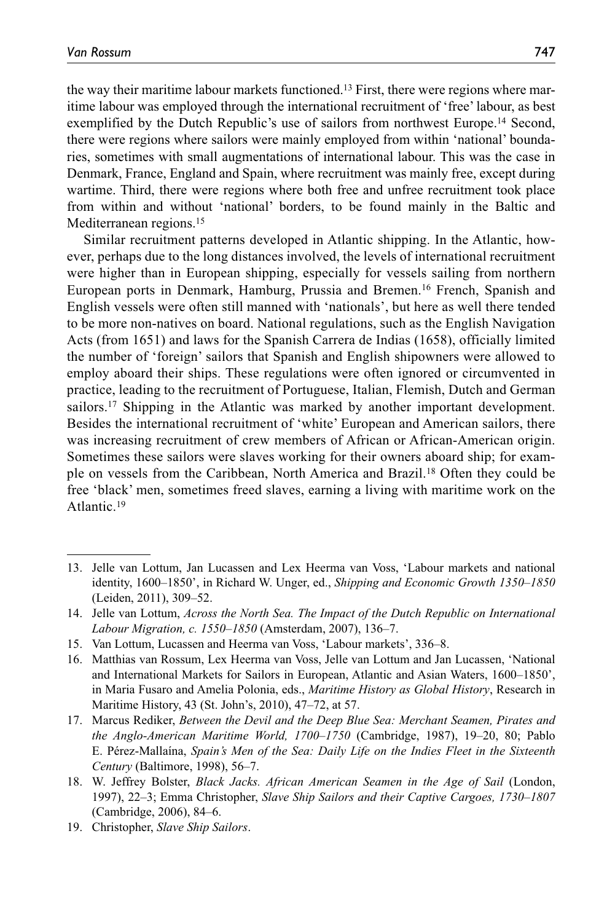the way their maritime labour markets functioned.[13] First, there were regions where maritime labour was employed through the international recruitment of 'free' labour, as best exemplified by the Dutch Republic's use of sailors from northwest Europe.[14] Second, there were regions where sailors were mainly employed from within 'national' boundaries, sometimes with small augmentations of international labour. This was the case in Denmark, France, England and Spain, where recruitment was mainly free, except during wartime. Third, there were regions where both free and unfree recruitment took place from within and without 'national' borders, to be found mainly in the Baltic and Mediterranean regions.[15]

Similar recruitment patterns developed in Atlantic shipping. In the Atlantic, however, perhaps due to the long distances involved, the levels of international recruitment were higher than in European shipping, especially for vessels sailing from northern European ports in Denmark, Hamburg, Prussia and Bremen.[16] French, Spanish and English vessels were often still manned with 'nationals', but here as well there tended to be more non-natives on board. National regulations, such as the English Navigation Acts (from 1651) and laws for the Spanish Carrera de Indias (1658), officially limited the number of 'foreign' sailors that Spanish and English shipowners were allowed to employ aboard their ships. These regulations were often ignored or circumvented in practice, leading to the recruitment of Portuguese, Italian, Flemish, Dutch and German sailors.[17] Shipping in the Atlantic was marked by another important development. Besides the international recruitment of 'white' European and American sailors, there was increasing recruitment of crew members of African or African-American origin. Sometimes these sailors were slaves working for their owners aboard ship; for example on vessels from the Caribbean, North America and Brazil.[18] Often they could be free 'black' men, sometimes freed slaves, earning a living with maritime work on the Atlantic.[19]

---

13. Jelle van Lottum, Jan Lucassen and Lex Heerma van Voss, 'Labour markets and national identity, 1600–1850', in Richard W. Unger, ed., *Shipping and Economic Growth 1350–1850* (Leiden, 2011), 309–52.
14. Jelle van Lottum, *Across the North Sea. The Impact of the Dutch Republic on International Labour Migration, c. 1550–1850* (Amsterdam, 2007), 136–7.
15. Van Lottum, Lucassen and Heerma van Voss, 'Labour markets', 336–8.
16. Matthias van Rossum, Lex Heerma van Voss, Jelle van Lottum and Jan Lucassen, 'National and International Markets for Sailors in European, Atlantic and Asian Waters, 1600–1850', in Maria Fusaro and Amelia Polonia, eds., *Maritime History as Global History*, Research in Maritime History, 43 (St. John's, 2010), 47–72, at 57.
17. Marcus Rediker, *Between the Devil and the Deep Blue Sea: Merchant Seamen, Pirates and the Anglo-American Maritime World, 1700–1750* (Cambridge, 1987), 19–20, 80; Pablo E. Pérez-Mallaína, *Spain's Men of the Sea: Daily Life on the Indies Fleet in the Sixteenth Century* (Baltimore, 1998), 56–7.
18. W. Jeffrey Bolster, *Black Jacks. African American Seamen in the Age of Sail* (London, 1997), 22–3; Emma Christopher, *Slave Ship Sailors and their Captive Cargoes, 1730–1807* (Cambridge, 2006), 84–6.
19. Christopher, *Slave Ship Sailors*.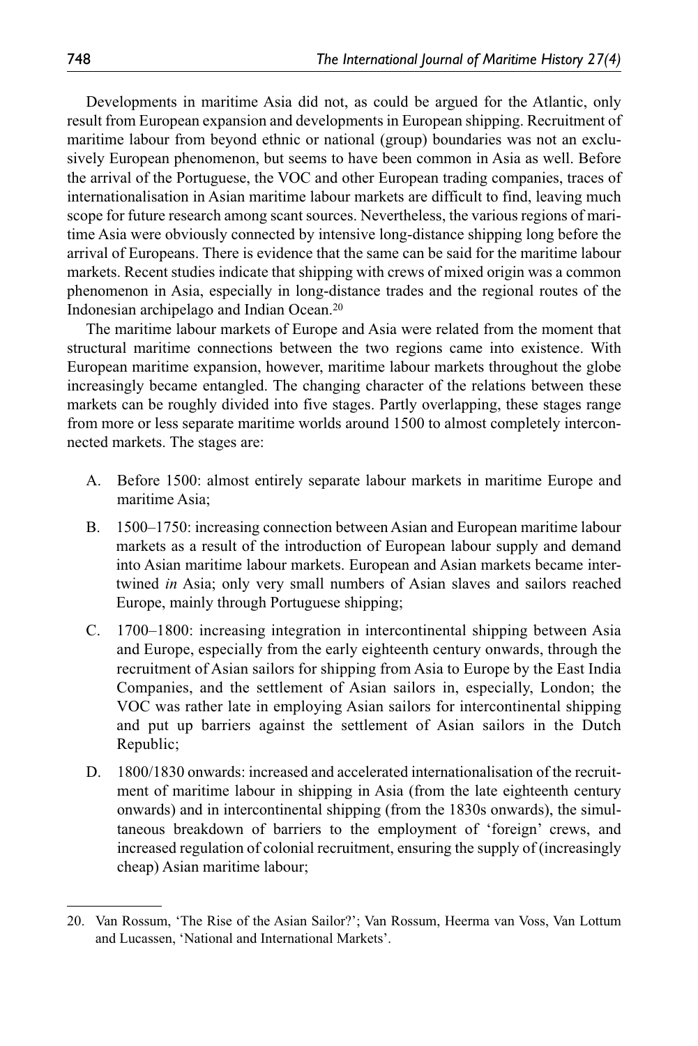Developments in maritime Asia did not, as could be argued for the Atlantic, only result from European expansion and developments in European shipping. Recruitment of maritime labour from beyond ethnic or national (group) boundaries was not an exclusively European phenomenon, but seems to have been common in Asia as well. Before the arrival of the Portuguese, the VOC and other European trading companies, traces of internationalisation in Asian maritime labour markets are difficult to find, leaving much scope for future research among scant sources. Nevertheless, the various regions of maritime Asia were obviously connected by intensive long-distance shipping long before the arrival of Europeans. There is evidence that the same can be said for the maritime labour markets. Recent studies indicate that shipping with crews of mixed origin was a common phenomenon in Asia, especially in long-distance trades and the regional routes of the Indonesian archipelago and Indian Ocean.[20]

The maritime labour markets of Europe and Asia were related from the moment that structural maritime connections between the two regions came into existence. With European maritime expansion, however, maritime labour markets throughout the globe increasingly became entangled. The changing character of the relations between these markets can be roughly divided into five stages. Partly overlapping, these stages range from more or less separate maritime worlds around 1500 to almost completely interconnected markets. The stages are:

A. Before 1500: almost entirely separate labour markets in maritime Europe and maritime Asia;

B. 1500–1750: increasing connection between Asian and European maritime labour markets as a result of the introduction of European labour supply and demand into Asian maritime labour markets. European and Asian markets became intertwined *in* Asia; only very small numbers of Asian slaves and sailors reached Europe, mainly through Portuguese shipping;

C. 1700–1800: increasing integration in intercontinental shipping between Asia and Europe, especially from the early eighteenth century onwards, through the recruitment of Asian sailors for shipping from Asia to Europe by the East India Companies, and the settlement of Asian sailors in, especially, London; the VOC was rather late in employing Asian sailors for intercontinental shipping and put up barriers against the settlement of Asian sailors in the Dutch Republic;

D. 1800/1830 onwards: increased and accelerated internationalisation of the recruitment of maritime labour in shipping in Asia (from the late eighteenth century onwards) and in intercontinental shipping (from the 1830s onwards), the simultaneous breakdown of barriers to the employment of 'foreign' crews, and increased regulation of colonial recruitment, ensuring the supply of (increasingly cheap) Asian maritime labour;

20. Van Rossum, 'The Rise of the Asian Sailor?'; Van Rossum, Heerma van Voss, Van Lottum and Lucassen, 'National and International Markets'.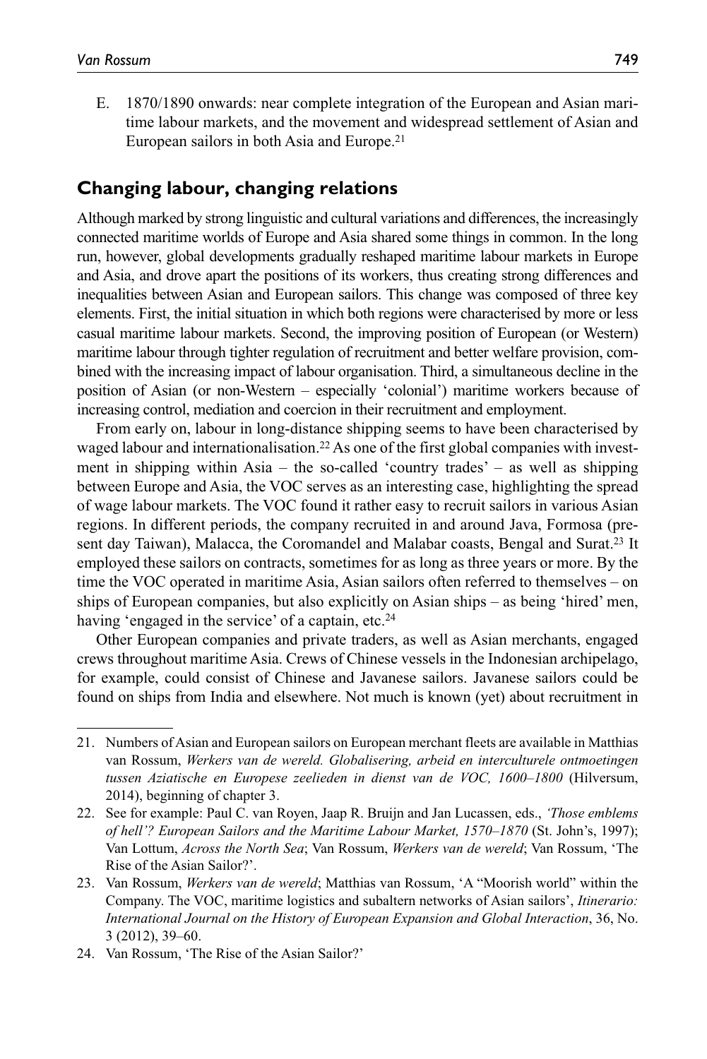E. 1870/1890 onwards: near complete integration of the European and Asian maritime labour markets, and the movement and widespread settlement of Asian and European sailors in both Asia and Europe.[21]

## Changing labour, changing relations

Although marked by strong linguistic and cultural variations and differences, the increasingly connected maritime worlds of Europe and Asia shared some things in common. In the long run, however, global developments gradually reshaped maritime labour markets in Europe and Asia, and drove apart the positions of its workers, thus creating strong differences and inequalities between Asian and European sailors. This change was composed of three key elements. First, the initial situation in which both regions were characterised by more or less casual maritime labour markets. Second, the improving position of European (or Western) maritime labour through tighter regulation of recruitment and better welfare provision, combined with the increasing impact of labour organisation. Third, a simultaneous decline in the position of Asian (or non-Western – especially 'colonial') maritime workers because of increasing control, mediation and coercion in their recruitment and employment.

From early on, labour in long-distance shipping seems to have been characterised by waged labour and internationalisation.[22] As one of the first global companies with investment in shipping within Asia – the so-called 'country trades' – as well as shipping between Europe and Asia, the VOC serves as an interesting case, highlighting the spread of wage labour markets. The VOC found it rather easy to recruit sailors in various Asian regions. In different periods, the company recruited in and around Java, Formosa (present day Taiwan), Malacca, the Coromandel and Malabar coasts, Bengal and Surat.[23] It employed these sailors on contracts, sometimes for as long as three years or more. By the time the VOC operated in maritime Asia, Asian sailors often referred to themselves – on ships of European companies, but also explicitly on Asian ships – as being 'hired' men, having 'engaged in the service' of a captain, etc.[24]

Other European companies and private traders, as well as Asian merchants, engaged crews throughout maritime Asia. Crews of Chinese vessels in the Indonesian archipelago, for example, could consist of Chinese and Javanese sailors. Javanese sailors could be found on ships from India and elsewhere. Not much is known (yet) about recruitment in

21. Numbers of Asian and European sailors on European merchant fleets are available in Matthias van Rossum, *Werkers van de wereld. Globalisering, arbeid en interculturele ontmoetingen tussen Aziatische en Europese zeelieden in dienst van de VOC, 1600–1800* (Hilversum, 2014), beginning of chapter 3.

22. See for example: Paul C. van Royen, Jaap R. Bruijn and Jan Lucassen, eds., *'Those emblems of hell'? European Sailors and the Maritime Labour Market, 1570–1870* (St. John's, 1997); Van Lottum, *Across the North Sea*; Van Rossum, *Werkers van de wereld*; Van Rossum, 'The Rise of the Asian Sailor?'.

23. Van Rossum, *Werkers van de wereld*; Matthias van Rossum, 'A "Moorish world" within the Company. The VOC, maritime logistics and subaltern networks of Asian sailors', *Itinerario: International Journal on the History of European Expansion and Global Interaction*, 36, No. 3 (2012), 39–60.

24. Van Rossum, 'The Rise of the Asian Sailor?'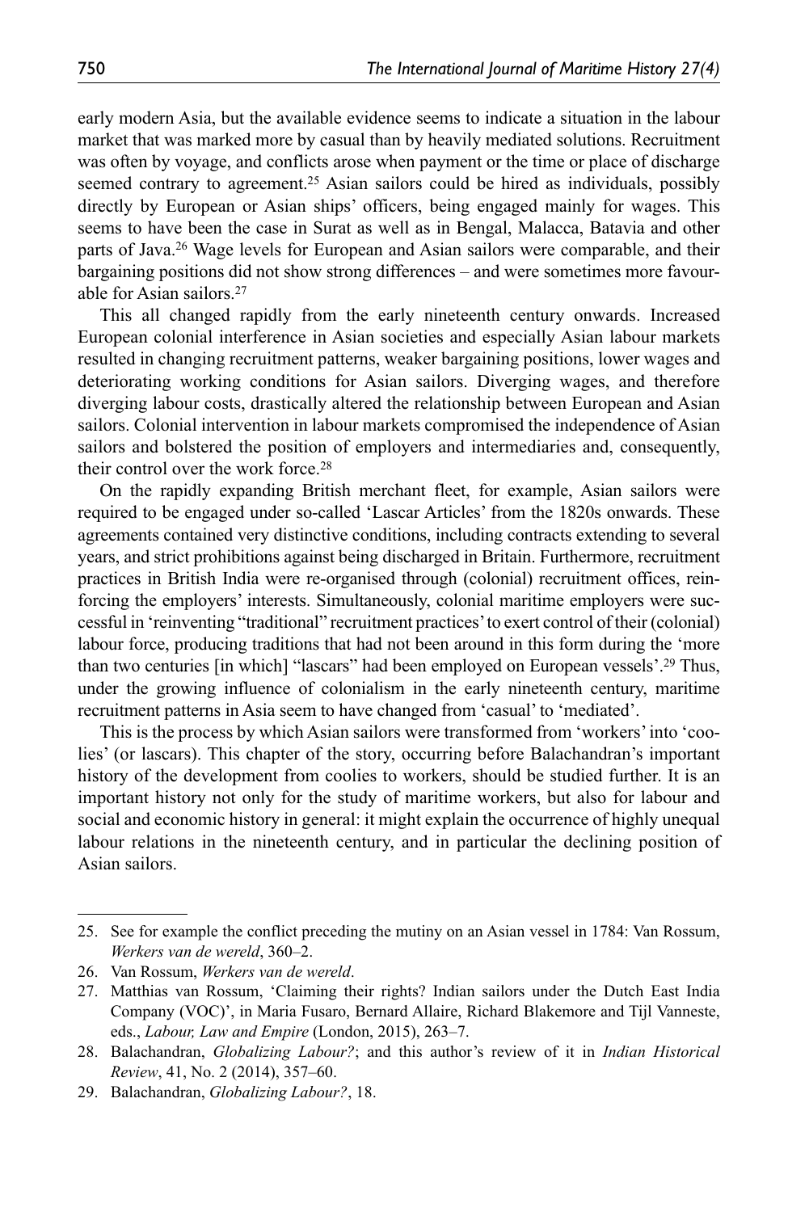early modern Asia, but the available evidence seems to indicate a situation in the labour market that was marked more by casual than by heavily mediated solutions. Recruitment was often by voyage, and conflicts arose when payment or the time or place of discharge seemed contrary to agreement.[25] Asian sailors could be hired as individuals, possibly directly by European or Asian ships' officers, being engaged mainly for wages. This seems to have been the case in Surat as well as in Bengal, Malacca, Batavia and other parts of Java.[26] Wage levels for European and Asian sailors were comparable, and their bargaining positions did not show strong differences – and were sometimes more favourable for Asian sailors.[27]

This all changed rapidly from the early nineteenth century onwards. Increased European colonial interference in Asian societies and especially Asian labour markets resulted in changing recruitment patterns, weaker bargaining positions, lower wages and deteriorating working conditions for Asian sailors. Diverging wages, and therefore diverging labour costs, drastically altered the relationship between European and Asian sailors. Colonial intervention in labour markets compromised the independence of Asian sailors and bolstered the position of employers and intermediaries and, consequently, their control over the work force.[28]

On the rapidly expanding British merchant fleet, for example, Asian sailors were required to be engaged under so-called 'Lascar Articles' from the 1820s onwards. These agreements contained very distinctive conditions, including contracts extending to several years, and strict prohibitions against being discharged in Britain. Furthermore, recruitment practices in British India were re-organised through (colonial) recruitment offices, reinforcing the employers' interests. Simultaneously, colonial maritime employers were successful in 'reinventing "traditional" recruitment practices' to exert control of their (colonial) labour force, producing traditions that had not been around in this form during the 'more than two centuries [in which] "lascars" had been employed on European vessels'.[29] Thus, under the growing influence of colonialism in the early nineteenth century, maritime recruitment patterns in Asia seem to have changed from 'casual' to 'mediated'.

This is the process by which Asian sailors were transformed from 'workers' into 'coolies' (or lascars). This chapter of the story, occurring before Balachandran's important history of the development from coolies to workers, should be studied further. It is an important history not only for the study of maritime workers, but also for labour and social and economic history in general: it might explain the occurrence of highly unequal labour relations in the nineteenth century, and in particular the declining position of Asian sailors.

---

25. See for example the conflict preceding the mutiny on an Asian vessel in 1784: Van Rossum, *Werkers van de wereld*, 360–2.
26. Van Rossum, *Werkers van de wereld*.
27. Matthias van Rossum, 'Claiming their rights? Indian sailors under the Dutch East India Company (VOC)', in Maria Fusaro, Bernard Allaire, Richard Blakemore and Tijl Vanneste, eds., *Labour, Law and Empire* (London, 2015), 263–7.
28. Balachandran, *Globalizing Labour?*; and this author's review of it in *Indian Historical Review*, 41, No. 2 (2014), 357–60.
29. Balachandran, *Globalizing Labour?*, 18.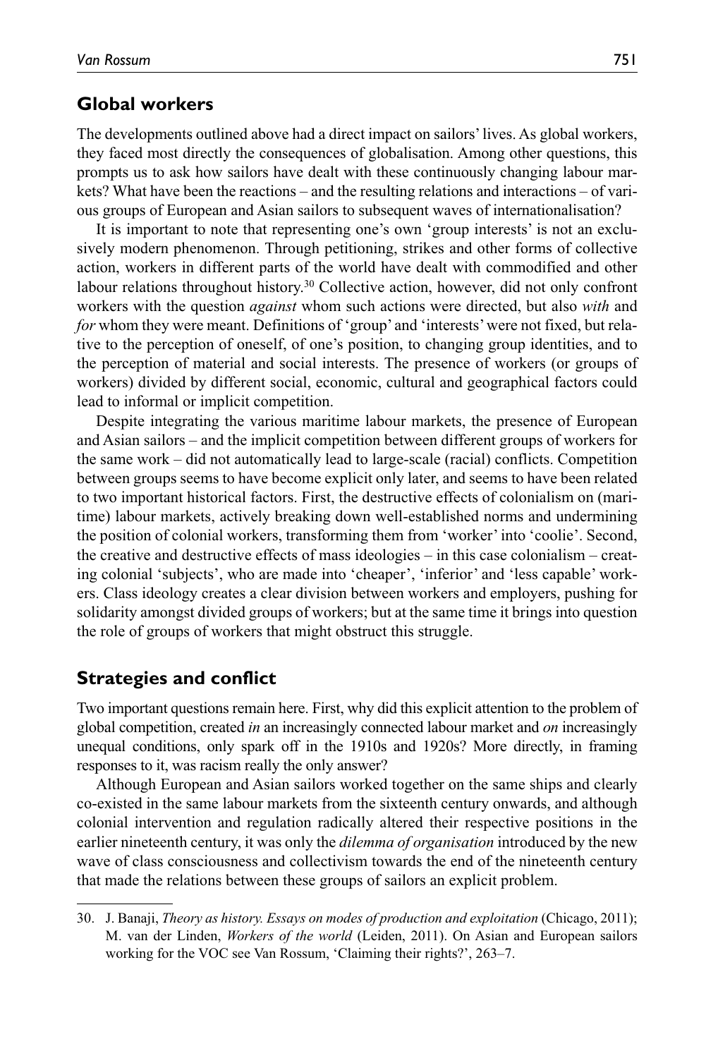## Global workers

The developments outlined above had a direct impact on sailors' lives. As global workers, they faced most directly the consequences of globalisation. Among other questions, this prompts us to ask how sailors have dealt with these continuously changing labour markets? What have been the reactions – and the resulting relations and interactions – of various groups of European and Asian sailors to subsequent waves of internationalisation?

It is important to note that representing one's own 'group interests' is not an exclusively modern phenomenon. Through petitioning, strikes and other forms of collective action, workers in different parts of the world have dealt with commodified and other labour relations throughout history.[30] Collective action, however, did not only confront workers with the question *against* whom such actions were directed, but also *with* and *for* whom they were meant. Definitions of 'group' and 'interests' were not fixed, but relative to the perception of oneself, of one's position, to changing group identities, and to the perception of material and social interests. The presence of workers (or groups of workers) divided by different social, economic, cultural and geographical factors could lead to informal or implicit competition.

Despite integrating the various maritime labour markets, the presence of European and Asian sailors – and the implicit competition between different groups of workers for the same work – did not automatically lead to large-scale (racial) conflicts. Competition between groups seems to have become explicit only later, and seems to have been related to two important historical factors. First, the destructive effects of colonialism on (maritime) labour markets, actively breaking down well-established norms and undermining the position of colonial workers, transforming them from 'worker' into 'coolie'. Second, the creative and destructive effects of mass ideologies – in this case colonialism – creating colonial 'subjects', who are made into 'cheaper', 'inferior' and 'less capable' workers. Class ideology creates a clear division between workers and employers, pushing for solidarity amongst divided groups of workers; but at the same time it brings into question the role of groups of workers that might obstruct this struggle.

## Strategies and conflict

Two important questions remain here. First, why did this explicit attention to the problem of global competition, created *in* an increasingly connected labour market and *on* increasingly unequal conditions, only spark off in the 1910s and 1920s? More directly, in framing responses to it, was racism really the only answer?

Although European and Asian sailors worked together on the same ships and clearly co-existed in the same labour markets from the sixteenth century onwards, and although colonial intervention and regulation radically altered their respective positions in the earlier nineteenth century, it was only the *dilemma of organisation* introduced by the new wave of class consciousness and collectivism towards the end of the nineteenth century that made the relations between these groups of sailors an explicit problem.

---

30. J. Banaji, *Theory as history. Essays on modes of production and exploitation* (Chicago, 2011); M. van der Linden, *Workers of the world* (Leiden, 2011). On Asian and European sailors working for the VOC see Van Rossum, 'Claiming their rights?', 263–7.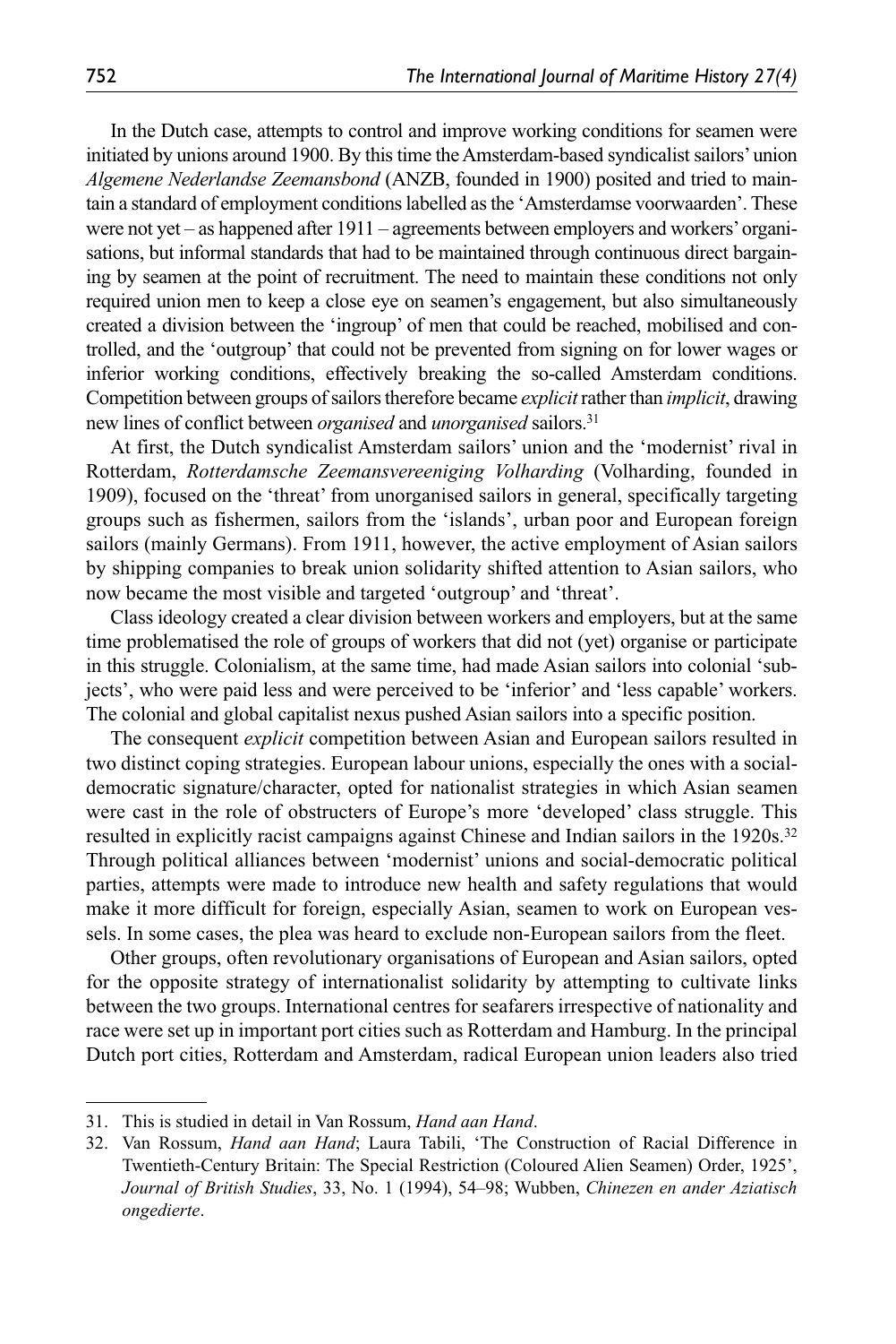In the Dutch case, attempts to control and improve working conditions for seamen were initiated by unions around 1900. By this time the Amsterdam-based syndicalist sailors' union *Algemene Nederlandse Zeemansbond* (ANZB, founded in 1900) posited and tried to maintain a standard of employment conditions labelled as the 'Amsterdamse voorwaarden'. These were not yet – as happened after 1911 – agreements between employers and workers' organisations, but informal standards that had to be maintained through continuous direct bargaining by seamen at the point of recruitment. The need to maintain these conditions not only required union men to keep a close eye on seamen's engagement, but also simultaneously created a division between the 'ingroup' of men that could be reached, mobilised and controlled, and the 'outgroup' that could not be prevented from signing on for lower wages or inferior working conditions, effectively breaking the so-called Amsterdam conditions. Competition between groups of sailors therefore became *explicit* rather than *implicit*, drawing new lines of conflict between *organised* and *unorganised* sailors.[31]

At first, the Dutch syndicalist Amsterdam sailors' union and the 'modernist' rival in Rotterdam, *Rotterdamsche Zeemansvereeniging Volharding* (Volharding, founded in 1909), focused on the 'threat' from unorganised sailors in general, specifically targeting groups such as fishermen, sailors from the 'islands', urban poor and European foreign sailors (mainly Germans). From 1911, however, the active employment of Asian sailors by shipping companies to break union solidarity shifted attention to Asian sailors, who now became the most visible and targeted 'outgroup' and 'threat'.

Class ideology created a clear division between workers and employers, but at the same time problematised the role of groups of workers that did not (yet) organise or participate in this struggle. Colonialism, at the same time, had made Asian sailors into colonial 'subjects', who were paid less and were perceived to be 'inferior' and 'less capable' workers. The colonial and global capitalist nexus pushed Asian sailors into a specific position.

The consequent *explicit* competition between Asian and European sailors resulted in two distinct coping strategies. European labour unions, especially the ones with a social-democratic signature/character, opted for nationalist strategies in which Asian seamen were cast in the role of obstructers of Europe's more 'developed' class struggle. This resulted in explicitly racist campaigns against Chinese and Indian sailors in the 1920s.[32] Through political alliances between 'modernist' unions and social-democratic political parties, attempts were made to introduce new health and safety regulations that would make it more difficult for foreign, especially Asian, seamen to work on European vessels. In some cases, the plea was heard to exclude non-European sailors from the fleet.

Other groups, often revolutionary organisations of European and Asian sailors, opted for the opposite strategy of internationalist solidarity by attempting to cultivate links between the two groups. International centres for seafarers irrespective of nationality and race were set up in important port cities such as Rotterdam and Hamburg. In the principal Dutch port cities, Rotterdam and Amsterdam, radical European union leaders also tried

31. This is studied in detail in Van Rossum, *Hand aan Hand*.

32. Van Rossum, *Hand aan Hand*; Laura Tabili, 'The Construction of Racial Difference in Twentieth-Century Britain: The Special Restriction (Coloured Alien Seamen) Order, 1925', *Journal of British Studies*, 33, No. 1 (1994), 54–98; Wubben, *Chinezen en ander Aziatisch ongedierte*.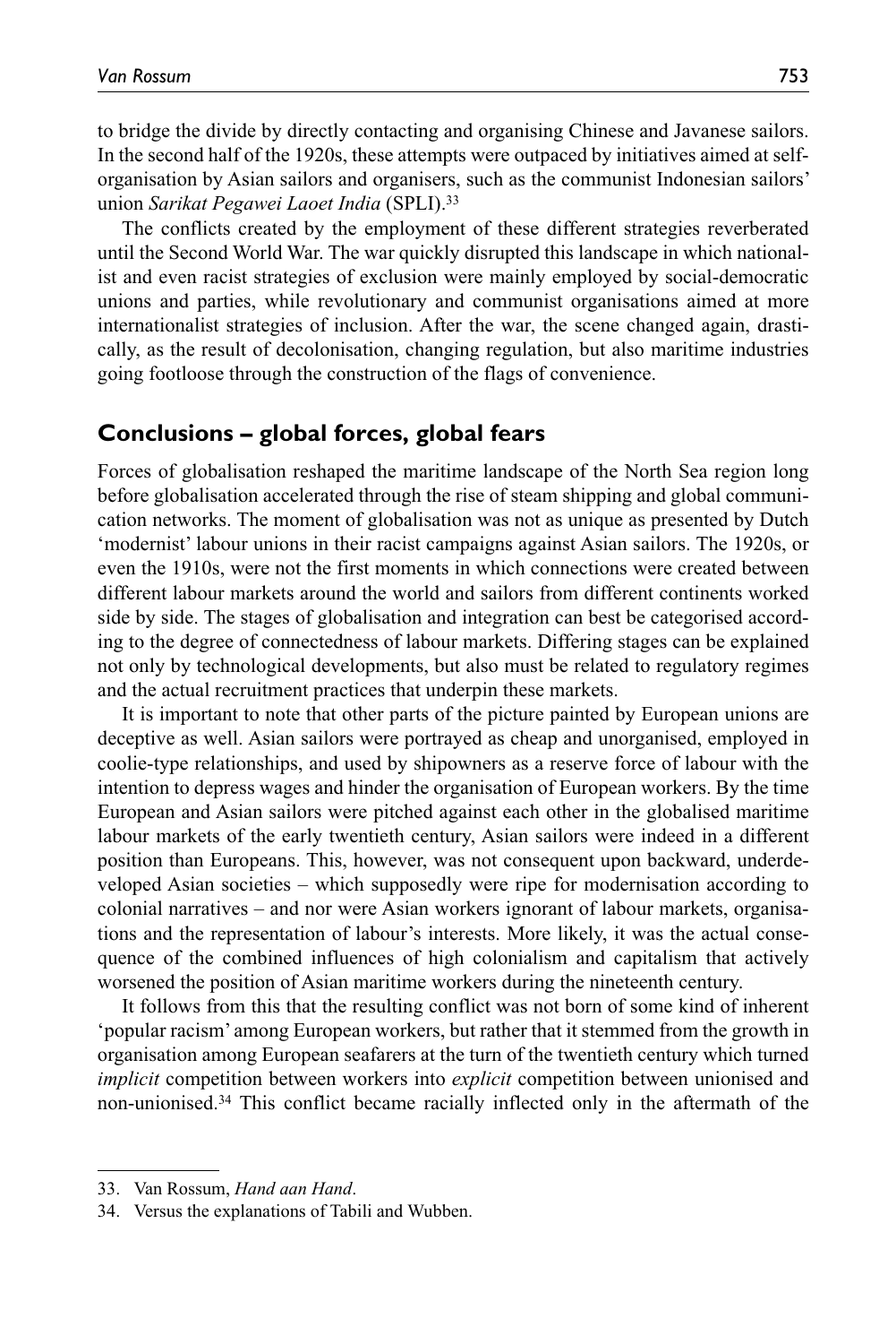to bridge the divide by directly contacting and organising Chinese and Javanese sailors. In the second half of the 1920s, these attempts were outpaced by initiatives aimed at self-organisation by Asian sailors and organisers, such as the communist Indonesian sailors' union *Sarikat Pegawei Laoet India* (SPLI).[33]

The conflicts created by the employment of these different strategies reverberated until the Second World War. The war quickly disrupted this landscape in which nationalist and even racist strategies of exclusion were mainly employed by social-democratic unions and parties, while revolutionary and communist organisations aimed at more internationalist strategies of inclusion. After the war, the scene changed again, drastically, as the result of decolonisation, changing regulation, but also maritime industries going footloose through the construction of the flags of convenience.

## Conclusions – global forces, global fears

Forces of globalisation reshaped the maritime landscape of the North Sea region long before globalisation accelerated through the rise of steam shipping and global communication networks. The moment of globalisation was not as unique as presented by Dutch 'modernist' labour unions in their racist campaigns against Asian sailors. The 1920s, or even the 1910s, were not the first moments in which connections were created between different labour markets around the world and sailors from different continents worked side by side. The stages of globalisation and integration can best be categorised according to the degree of connectedness of labour markets. Differing stages can be explained not only by technological developments, but also must be related to regulatory regimes and the actual recruitment practices that underpin these markets.

It is important to note that other parts of the picture painted by European unions are deceptive as well. Asian sailors were portrayed as cheap and unorganised, employed in coolie-type relationships, and used by shipowners as a reserve force of labour with the intention to depress wages and hinder the organisation of European workers. By the time European and Asian sailors were pitched against each other in the globalised maritime labour markets of the early twentieth century, Asian sailors were indeed in a different position than Europeans. This, however, was not consequent upon backward, underdeveloped Asian societies – which supposedly were ripe for modernisation according to colonial narratives – and nor were Asian workers ignorant of labour markets, organisations and the representation of labour's interests. More likely, it was the actual consequence of the combined influences of high colonialism and capitalism that actively worsened the position of Asian maritime workers during the nineteenth century.

It follows from this that the resulting conflict was not born of some kind of inherent 'popular racism' among European workers, but rather that it stemmed from the growth in organisation among European seafarers at the turn of the twentieth century which turned *implicit* competition between workers into *explicit* competition between unionised and non-unionised.[34] This conflict became racially inflected only in the aftermath of the

33. Van Rossum, *Hand aan Hand*.

34. Versus the explanations of Tabili and Wubben.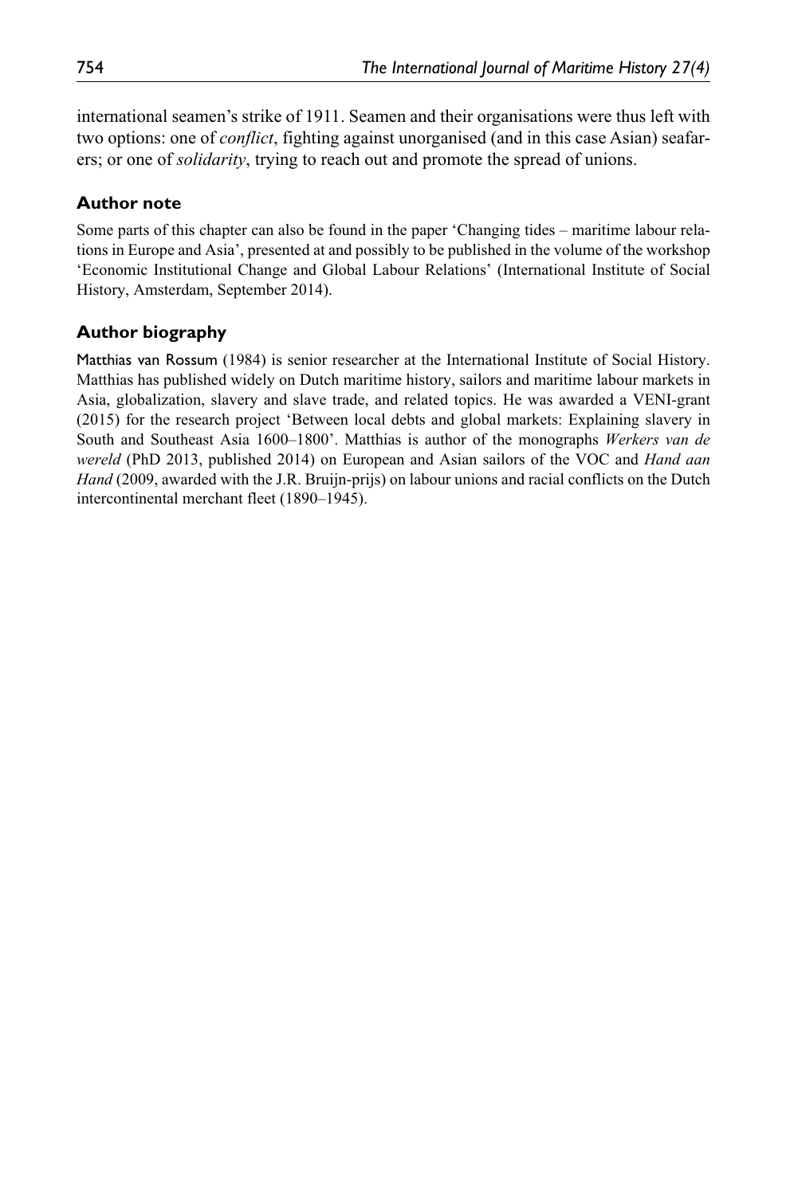international seamen's strike of 1911. Seamen and their organisations were thus left with two options: one of *conflict*, fighting against unorganised (and in this case Asian) seafarers; or one of *solidarity*, trying to reach out and promote the spread of unions.

## Author note

Some parts of this chapter can also be found in the paper 'Changing tides – maritime labour relations in Europe and Asia', presented at and possibly to be published in the volume of the workshop 'Economic Institutional Change and Global Labour Relations' (International Institute of Social History, Amsterdam, September 2014).

## Author biography

Matthias van Rossum (1984) is senior researcher at the International Institute of Social History. Matthias has published widely on Dutch maritime history, sailors and maritime labour markets in Asia, globalization, slavery and slave trade, and related topics. He was awarded a VENI-grant (2015) for the research project 'Between local debts and global markets: Explaining slavery in South and Southeast Asia 1600–1800'. Matthias is author of the monographs *Werkers van de wereld* (PhD 2013, published 2014) on European and Asian sailors of the VOC and *Hand aan Hand* (2009, awarded with the J.R. Bruijn-prijs) on labour unions and racial conflicts on the Dutch intercontinental merchant fleet (1890–1945).